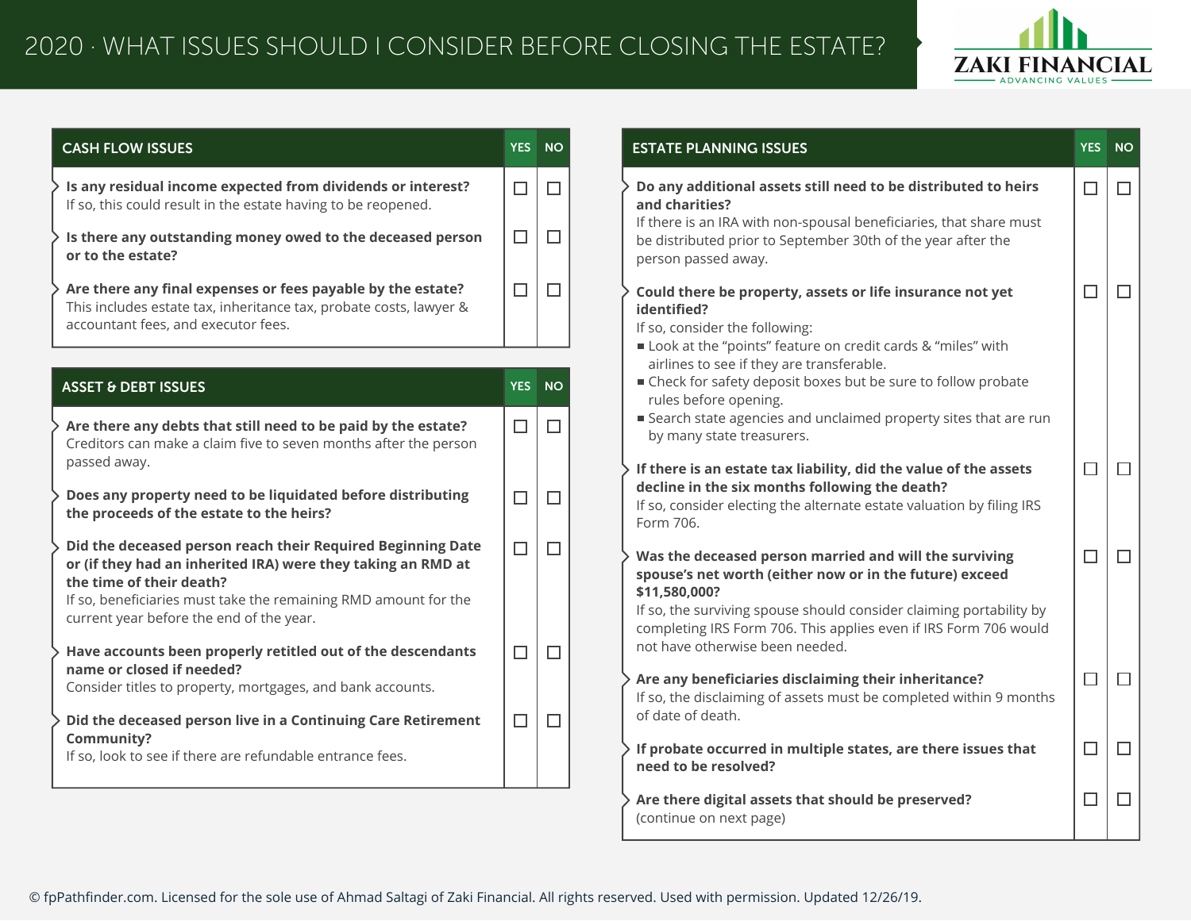# 2020 · WHAT ISSUES SHOULD I CONSIDER BEFORE CLOSING THE ESTATE?

ZAKI FINANCIAL
ADVANCING VALUES

| CASH FLOW ISSUES | YES | NO |
|---|---|---|
| **Is any residual income expected from dividends or interest?** If so, this could result in the estate having to be reopened. | ☐ | ☐ |
| **Is there any outstanding money owed to the deceased person or to the estate?** | ☐ | ☐ |
| **Are there any final expenses or fees payable by the estate?** This includes estate tax, inheritance tax, probate costs, lawyer & accountant fees, and executor fees. | ☐ | ☐ |

| ASSET & DEBT ISSUES | YES | NO |
|---|---|---|
| **Are there any debts that still need to be paid by the estate?** Creditors can make a claim five to seven months after the person passed away. | ☐ | ☐ |
| **Does any property need to be liquidated before distributing the proceeds of the estate to the heirs?** | ☐ | ☐ |
| **Did the deceased person reach their Required Beginning Date or (if they had an inherited IRA) were they taking an RMD at the time of their death?** If so, beneficiaries must take the remaining RMD amount for the current year before the end of the year. | ☐ | ☐ |
| **Have accounts been properly retitled out of the descendants name or closed if needed?** Consider titles to property, mortgages, and bank accounts. | ☐ | ☐ |
| **Did the deceased person live in a Continuing Care Retirement Community?** If so, look to see if there are refundable entrance fees. | ☐ | ☐ |

| ESTATE PLANNING ISSUES | YES | NO |
|---|---|---|
| **Do any additional assets still need to be distributed to heirs and charities?** If there is an IRA with non-spousal beneficiaries, that share must be distributed prior to September 30th of the year after the person passed away. | ☐ | ☐ |
| **Could there be property, assets or life insurance not yet identified?** If so, consider the following: <br>▪ Look at the "points" feature on credit cards & "miles" with airlines to see if they are transferable. <br>▪ Check for safety deposit boxes but be sure to follow probate rules before opening. <br>▪ Search state agencies and unclaimed property sites that are run by many state treasurers. | ☐ | ☐ |
| **If there is an estate tax liability, did the value of the assets decline in the six months following the death?** If so, consider electing the alternate estate valuation by filing IRS Form 706. | ☐ | ☐ |
| **Was the deceased person married and will the surviving spouse's net worth (either now or in the future) exceed $11,580,000?** If so, the surviving spouse should consider claiming portability by completing IRS Form 706. This applies even if IRS Form 706 would not have otherwise been needed. | ☐ | ☐ |
| **Are any beneficiaries disclaiming their inheritance?** If so, the disclaiming of assets must be completed within 9 months of date of death. | ☐ | ☐ |
| **If probate occurred in multiple states, are there issues that need to be resolved?** | ☐ | ☐ |
| **Are there digital assets that should be preserved?** (continue on next page) | ☐ | ☐ |

© fpPathfinder.com. Licensed for the sole use of Ahmad Saltagi of Zaki Financial. All rights reserved. Used with permission. Updated 12/26/19.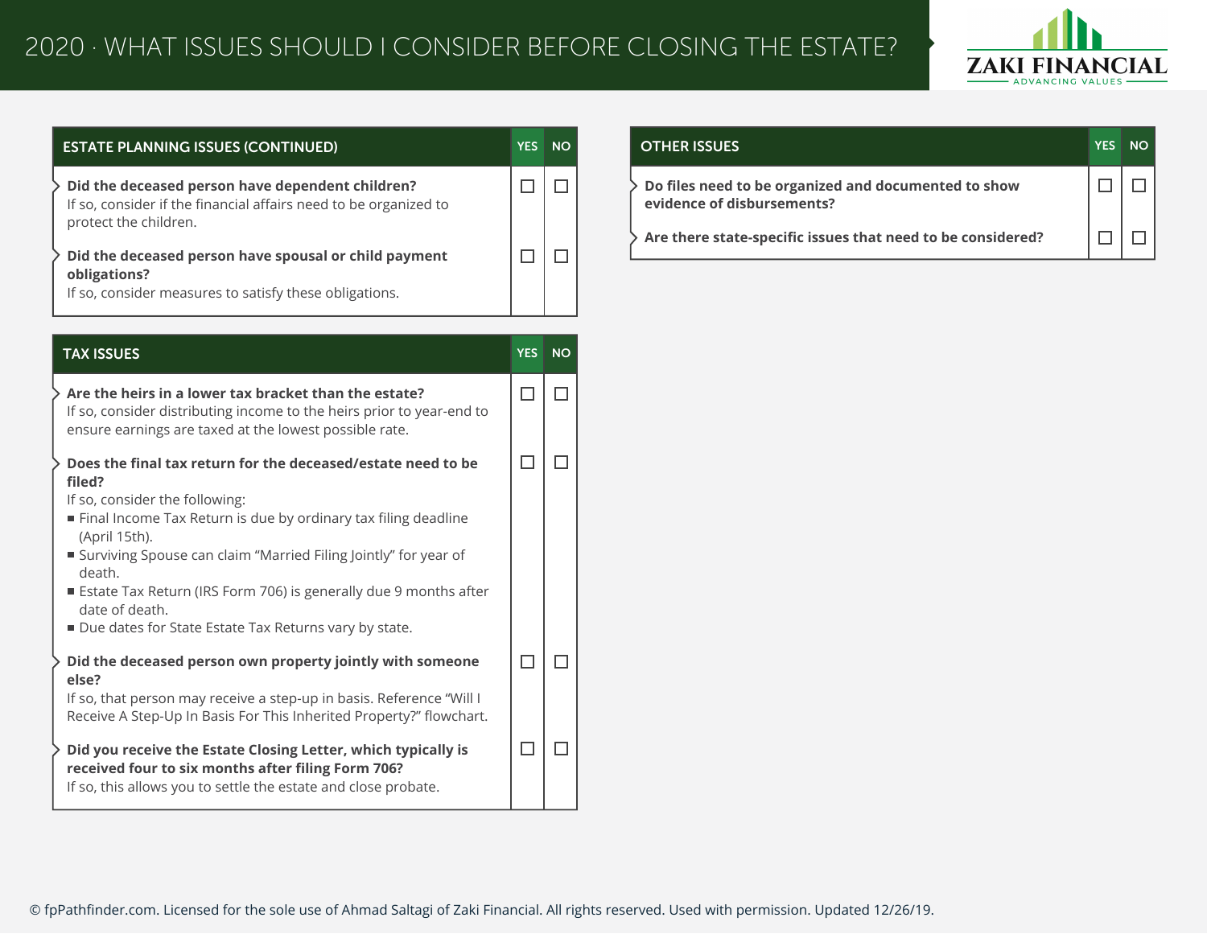# 2020 · WHAT ISSUES SHOULD I CONSIDER BEFORE CLOSING THE ESTATE?

| ESTATE PLANNING ISSUES (CONTINUED) | YES | NO |
|---|---|---|
| **Did the deceased person have dependent children?** If so, consider if the financial affairs need to be organized to protect the children. | ☐ | ☐ |
| **Did the deceased person have spousal or child payment obligations?** If so, consider measures to satisfy these obligations. | ☐ | ☐ |

| TAX ISSUES | YES | NO |
|---|---|---|
| **Are the heirs in a lower tax bracket than the estate?** If so, consider distributing income to the heirs prior to year-end to ensure earnings are taxed at the lowest possible rate. | ☐ | ☐ |
| **Does the final tax return for the deceased/estate need to be filed?** If so, consider the following: ■ Final Income Tax Return is due by ordinary tax filing deadline (April 15th). ■ Surviving Spouse can claim "Married Filing Jointly" for year of death. ■ Estate Tax Return (IRS Form 706) is generally due 9 months after date of death. ■ Due dates for State Estate Tax Returns vary by state. | ☐ | ☐ |
| **Did the deceased person own property jointly with someone else?** If so, that person may receive a step-up in basis. Reference "Will I Receive A Step-Up In Basis For This Inherited Property?" flowchart. | ☐ | ☐ |
| **Did you receive the Estate Closing Letter, which typically is received four to six months after filing Form 706?** If so, this allows you to settle the estate and close probate. | ☐ | ☐ |

| OTHER ISSUES | YES | NO |
|---|---|---|
| **Do files need to be organized and documented to show evidence of disbursements?** | ☐ | ☐ |
| **Are there state-specific issues that need to be considered?** | ☐ | ☐ |

© fpPathfinder.com. Licensed for the sole use of Ahmad Saltagi of Zaki Financial. All rights reserved. Used with permission. Updated 12/26/19.